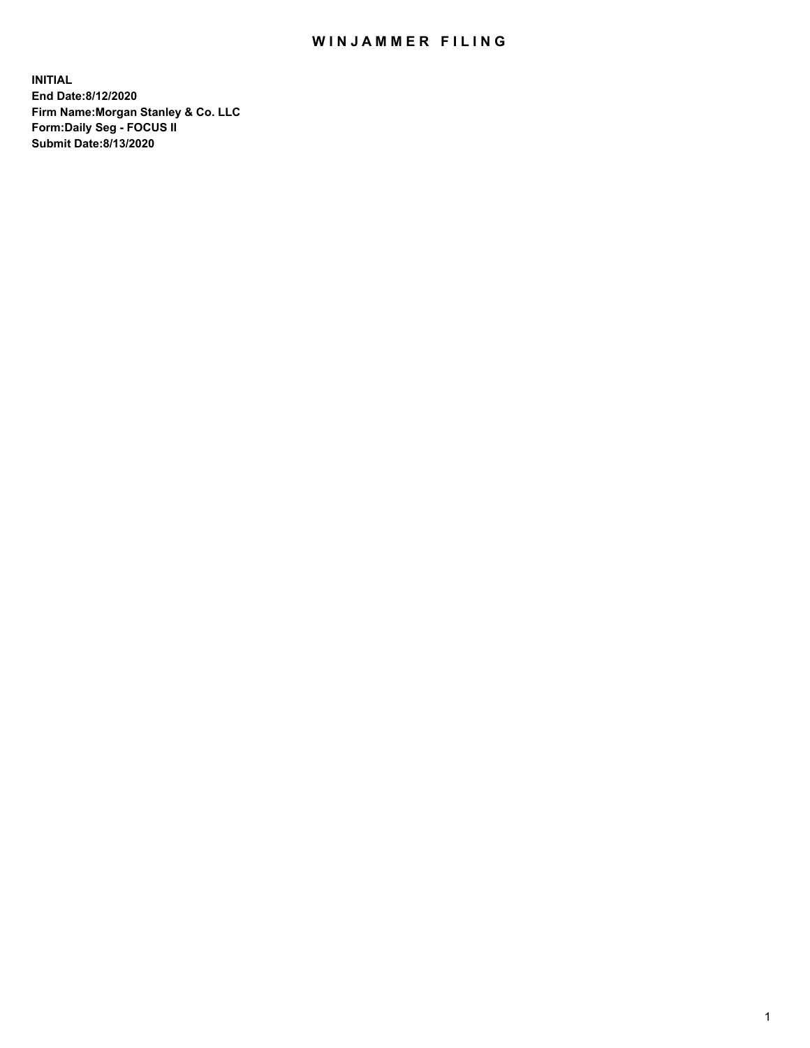# WINJAMMER FILING

**INITIAL**
**End Date:8/12/2020**
**Firm Name:Morgan Stanley & Co. LLC**
**Form:Daily Seg - FOCUS II**
**Submit Date:8/13/2020**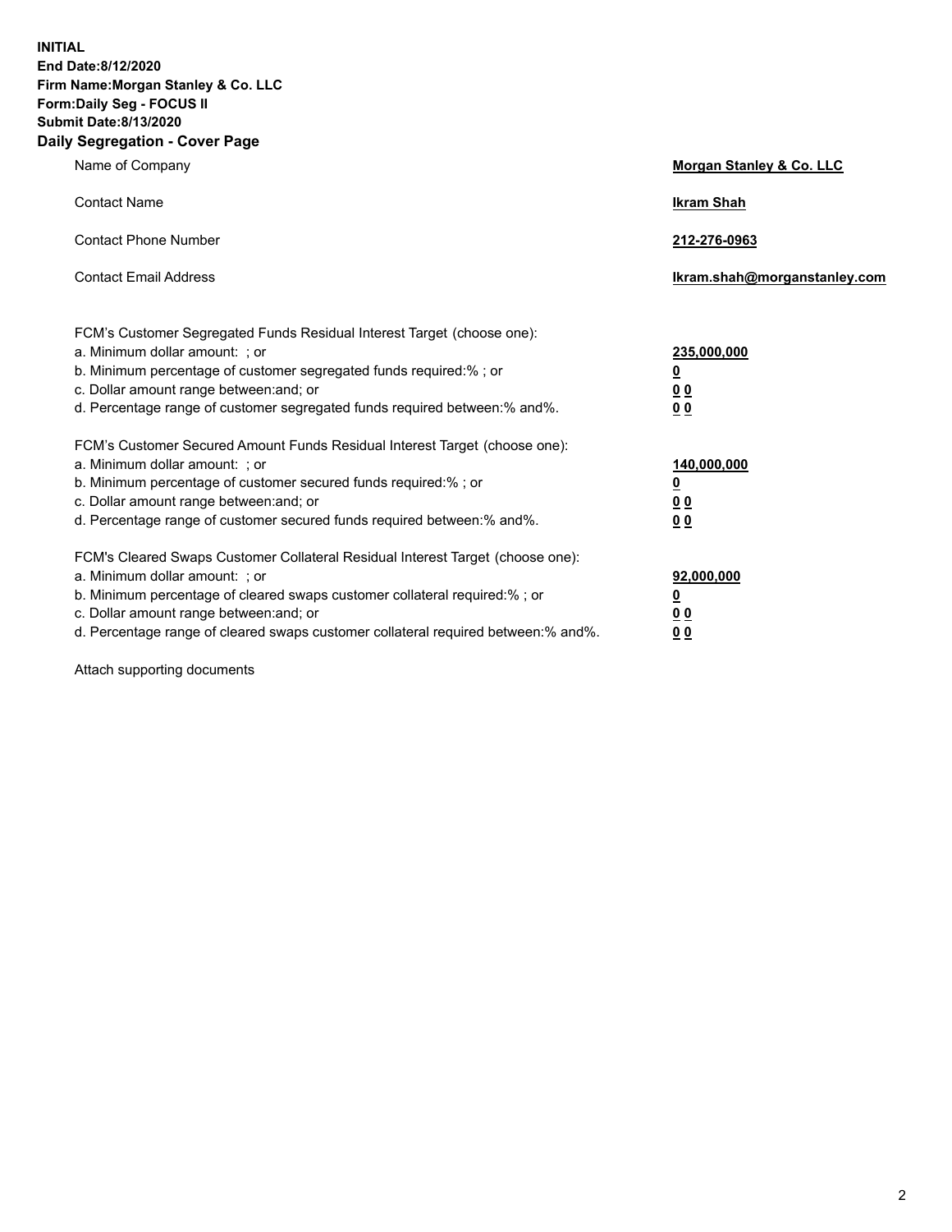**INITIAL**
**End Date:8/12/2020**
**Firm Name:Morgan Stanley & Co. LLC**
**Form:Daily Seg - FOCUS II**
**Submit Date:8/13/2020**

## Daily Segregation - Cover Page

| | |
|---|---|
| Name of Company | **Morgan Stanley & Co. LLC** |
| Contact Name | **Ikram Shah** |
| Contact Phone Number | **212-276-0963** |
| Contact Email Address | **Ikram.shah@morganstanley.com** |

| | |
|---|---|
| FCM's Customer Segregated Funds Residual Interest Target (choose one): | |
| a. Minimum dollar amount: ; or | **235,000,000** |
| b. Minimum percentage of customer segregated funds required:% ; or | **0** |
| c. Dollar amount range between:and; or | **0 0** |
| d. Percentage range of customer segregated funds required between:% and%. | **0 0** |

| | |
|---|---|
| FCM's Customer Secured Amount Funds Residual Interest Target (choose one): | |
| a. Minimum dollar amount: ; or | **140,000,000** |
| b. Minimum percentage of customer secured funds required:% ; or | **0** |
| c. Dollar amount range between:and; or | **0 0** |
| d. Percentage range of customer secured funds required between:% and%. | **0 0** |

| | |
|---|---|
| FCM's Cleared Swaps Customer Collateral Residual Interest Target (choose one): | |
| a. Minimum dollar amount: ; or | **92,000,000** |
| b. Minimum percentage of cleared swaps customer collateral required:% ; or | **0** |
| c. Dollar amount range between:and; or | **0 0** |
| d. Percentage range of cleared swaps customer collateral required between:% and%. | **0 0** |

Attach supporting documents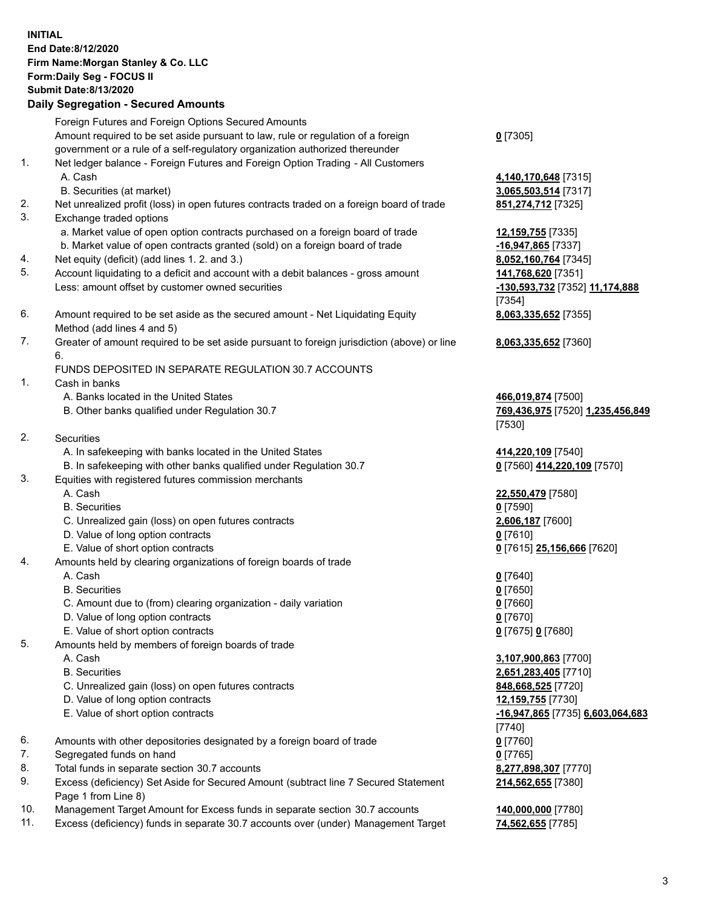**INITIAL**
**End Date:8/12/2020**
**Firm Name:Morgan Stanley & Co. LLC**
**Form:Daily Seg - FOCUS II**
**Submit Date:8/13/2020**

## Daily Segregation - Secured Amounts

| | | |
|---|---|---|
| | Foreign Futures and Foreign Options Secured Amounts | |
| | Amount required to be set aside pursuant to law, rule or regulation of a foreign government or a rule of a self-regulatory organization authorized thereunder | **0** [7305] |
| 1. | Net ledger balance - Foreign Futures and Foreign Option Trading - All Customers | |
| | A. Cash | **4,140,170,648** [7315] |
| | B. Securities (at market) | **3,065,503,514** [7317] |
| 2. | Net unrealized profit (loss) in open futures contracts traded on a foreign board of trade | **851,274,712** [7325] |
| 3. | Exchange traded options | |
| | a. Market value of open option contracts purchased on a foreign board of trade | **12,159,755** [7335] |
| | b. Market value of open contracts granted (sold) on a foreign board of trade | **-16,947,865** [7337] |
| 4. | Net equity (deficit) (add lines 1. 2. and 3.) | **8,052,160,764** [7345] |
| 5. | Account liquidating to a deficit and account with a debit balances - gross amount | **141,768,620** [7351] |
| | Less: amount offset by customer owned securities | **-130,593,732** [7352] **11,174,888** [7354] |
| 6. | Amount required to be set aside as the secured amount - Net Liquidating Equity Method (add lines 4 and 5) | **8,063,335,652** [7355] |
| 7. | Greater of amount required to be set aside pursuant to foreign jurisdiction (above) or line 6. | **8,063,335,652** [7360] |
| | FUNDS DEPOSITED IN SEPARATE REGULATION 30.7 ACCOUNTS | |
| 1. | Cash in banks | |
| | A. Banks located in the United States | **466,019,874** [7500] |
| | B. Other banks qualified under Regulation 30.7 | **769,436,975** [7520] **1,235,456,849** [7530] |
| 2. | Securities | |
| | A. In safekeeping with banks located in the United States | **414,220,109** [7540] |
| | B. In safekeeping with other banks qualified under Regulation 30.7 | **0** [7560] **414,220,109** [7570] |
| 3. | Equities with registered futures commission merchants | |
| | A. Cash | **22,550,479** [7580] |
| | B. Securities | **0** [7590] |
| | C. Unrealized gain (loss) on open futures contracts | **2,606,187** [7600] |
| | D. Value of long option contracts | **0** [7610] |
| | E. Value of short option contracts | **0** [7615] **25,156,666** [7620] |
| 4. | Amounts held by clearing organizations of foreign boards of trade | |
| | A. Cash | **0** [7640] |
| | B. Securities | **0** [7650] |
| | C. Amount due to (from) clearing organization - daily variation | **0** [7660] |
| | D. Value of long option contracts | **0** [7670] |
| | E. Value of short option contracts | **0** [7675] **0** [7680] |
| 5. | Amounts held by members of foreign boards of trade | |
| | A. Cash | **3,107,900,863** [7700] |
| | B. Securities | **2,651,283,405** [7710] |
| | C. Unrealized gain (loss) on open futures contracts | **848,668,525** [7720] |
| | D. Value of long option contracts | **12,159,755** [7730] |
| | E. Value of short option contracts | **-16,947,865** [7735] **6,603,064,683** [7740] |
| 6. | Amounts with other depositories designated by a foreign board of trade | **0** [7760] |
| 7. | Segregated funds on hand | **0** [7765] |
| 8. | Total funds in separate section 30.7 accounts | **8,277,898,307** [7770] |
| 9. | Excess (deficiency) Set Aside for Secured Amount (subtract line 7 Secured Statement Page 1 from Line 8) | **214,562,655** [7380] |
| 10. | Management Target Amount for Excess funds in separate section 30.7 accounts | **140,000,000** [7780] |
| 11. | Excess (deficiency) funds in separate 30.7 accounts over (under) Management Target | **74,562,655** [7785] |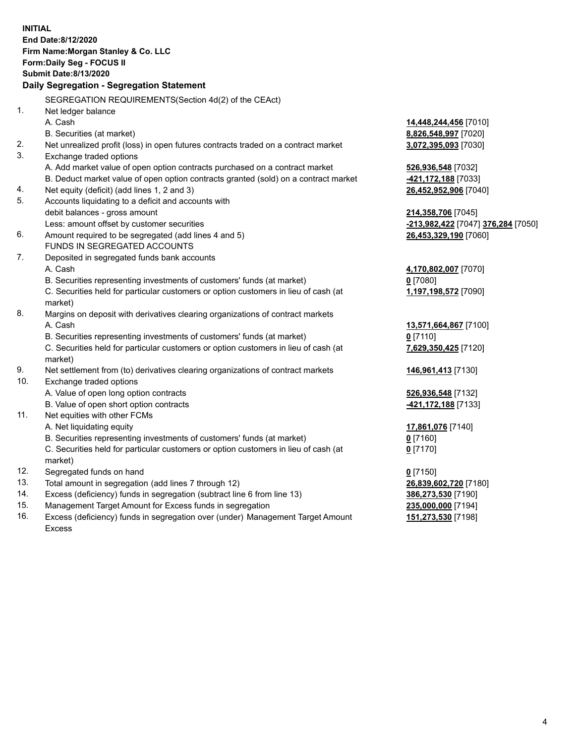**INITIAL**
**End Date:8/12/2020**
**Firm Name:Morgan Stanley & Co. LLC**
**Form:Daily Seg - FOCUS II**
**Submit Date:8/13/2020**

**Daily Segregation - Segregation Statement**

SEGREGATION REQUIREMENTS(Section 4d(2) of the CEAct)

| | | |
|---|---|---|
| 1. | Net ledger balance | |
| | A. Cash | **14,448,244,456** [7010] |
| | B. Securities (at market) | **8,826,548,997** [7020] |
| 2. | Net unrealized profit (loss) in open futures contracts traded on a contract market | **3,072,395,093** [7030] |
| 3. | Exchange traded options | |
| | A. Add market value of open option contracts purchased on a contract market | **526,936,548** [7032] |
| | B. Deduct market value of open option contracts granted (sold) on a contract market | **-421,172,188** [7033] |
| 4. | Net equity (deficit) (add lines 1, 2 and 3) | **26,452,952,906** [7040] |
| 5. | Accounts liquidating to a deficit and accounts with | |
| | debit balances - gross amount | **214,358,706** [7045] |
| | Less: amount offset by customer securities | **-213,982,422** [7047] **376,284** [7050] |
| 6. | Amount required to be segregated (add lines 4 and 5) | **26,453,329,190** [7060] |
| | FUNDS IN SEGREGATED ACCOUNTS | |
| 7. | Deposited in segregated funds bank accounts | |
| | A. Cash | **4,170,802,007** [7070] |
| | B. Securities representing investments of customers' funds (at market) | **0** [7080] |
| | C. Securities held for particular customers or option customers in lieu of cash (at market) | **1,197,198,572** [7090] |
| 8. | Margins on deposit with derivatives clearing organizations of contract markets | |
| | A. Cash | **13,571,664,867** [7100] |
| | B. Securities representing investments of customers' funds (at market) | **0** [7110] |
| | C. Securities held for particular customers or option customers in lieu of cash (at market) | **7,629,350,425** [7120] |
| 9. | Net settlement from (to) derivatives clearing organizations of contract markets | **146,961,413** [7130] |
| 10. | Exchange traded options | |
| | A. Value of open long option contracts | **526,936,548** [7132] |
| | B. Value of open short option contracts | **-421,172,188** [7133] |
| 11. | Net equities with other FCMs | |
| | A. Net liquidating equity | **17,861,076** [7140] |
| | B. Securities representing investments of customers' funds (at market) | **0** [7160] |
| | C. Securities held for particular customers or option customers in lieu of cash (at market) | **0** [7170] |
| 12. | Segregated funds on hand | **0** [7150] |
| 13. | Total amount in segregation (add lines 7 through 12) | **26,839,602,720** [7180] |
| 14. | Excess (deficiency) funds in segregation (subtract line 6 from line 13) | **386,273,530** [7190] |
| 15. | Management Target Amount for Excess funds in segregation | **235,000,000** [7194] |
| 16. | Excess (deficiency) funds in segregation over (under) Management Target Amount Excess | **151,273,530** [7198] |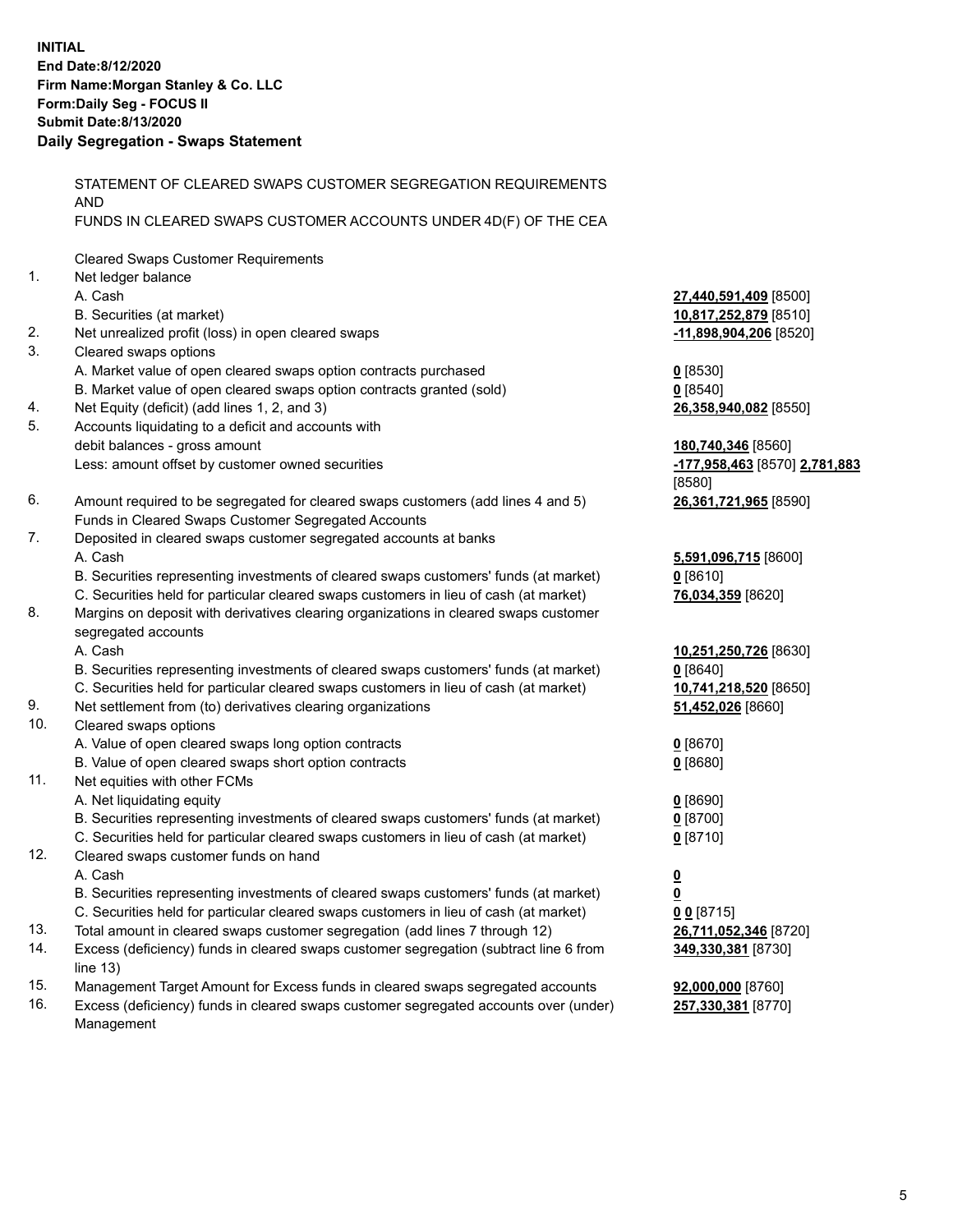**INITIAL**
**End Date:8/12/2020**
**Firm Name:Morgan Stanley & Co. LLC**
**Form:Daily Seg - FOCUS II**
**Submit Date:8/13/2020**
**Daily Segregation - Swaps Statement**

STATEMENT OF CLEARED SWAPS CUSTOMER SEGREGATION REQUIREMENTS AND
FUNDS IN CLEARED SWAPS CUSTOMER ACCOUNTS UNDER 4D(F) OF THE CEA

| | | |
|---|---|---|
| | Cleared Swaps Customer Requirements | |
| 1. | Net ledger balance | |
| | A. Cash | **27,440,591,409** [8500] |
| | B. Securities (at market) | **10,817,252,879** [8510] |
| 2. | Net unrealized profit (loss) in open cleared swaps | **-11,898,904,206** [8520] |
| 3. | Cleared swaps options | |
| | A. Market value of open cleared swaps option contracts purchased | **0** [8530] |
| | B. Market value of open cleared swaps option contracts granted (sold) | **0** [8540] |
| 4. | Net Equity (deficit) (add lines 1, 2, and 3) | **26,358,940,082** [8550] |
| 5. | Accounts liquidating to a deficit and accounts with debit balances - gross amount | **180,740,346** [8560] |
| | Less: amount offset by customer owned securities | **-177,958,463** [8570] **2,781,883** [8580] |
| 6. | Amount required to be segregated for cleared swaps customers (add lines 4 and 5) | **26,361,721,965** [8590] |
| | Funds in Cleared Swaps Customer Segregated Accounts | |
| 7. | Deposited in cleared swaps customer segregated accounts at banks | |
| | A. Cash | **5,591,096,715** [8600] |
| | B. Securities representing investments of cleared swaps customers' funds (at market) | **0** [8610] |
| | C. Securities held for particular cleared swaps customers in lieu of cash (at market) | **76,034,359** [8620] |
| 8. | Margins on deposit with derivatives clearing organizations in cleared swaps customer segregated accounts | |
| | A. Cash | **10,251,250,726** [8630] |
| | B. Securities representing investments of cleared swaps customers' funds (at market) | **0** [8640] |
| | C. Securities held for particular cleared swaps customers in lieu of cash (at market) | **10,741,218,520** [8650] |
| 9. | Net settlement from (to) derivatives clearing organizations | **51,452,026** [8660] |
| 10. | Cleared swaps options | |
| | A. Value of open cleared swaps long option contracts | **0** [8670] |
| | B. Value of open cleared swaps short option contracts | **0** [8680] |
| 11. | Net equities with other FCMs | |
| | A. Net liquidating equity | **0** [8690] |
| | B. Securities representing investments of cleared swaps customers' funds (at market) | **0** [8700] |
| | C. Securities held for particular cleared swaps customers in lieu of cash (at market) | **0** [8710] |
| 12. | Cleared swaps customer funds on hand | |
| | A. Cash | **0** |
| | B. Securities representing investments of cleared swaps customers' funds (at market) | **0** |
| | C. Securities held for particular cleared swaps customers in lieu of cash (at market) | **0** **0** [8715] |
| 13. | Total amount in cleared swaps customer segregation (add lines 7 through 12) | **26,711,052,346** [8720] |
| 14. | Excess (deficiency) funds in cleared swaps customer segregation (subtract line 6 from line 13) | **349,330,381** [8730] |
| 15. | Management Target Amount for Excess funds in cleared swaps segregated accounts | **92,000,000** [8760] |
| 16. | Excess (deficiency) funds in cleared swaps customer segregated accounts over (under) Management | **257,330,381** [8770] |